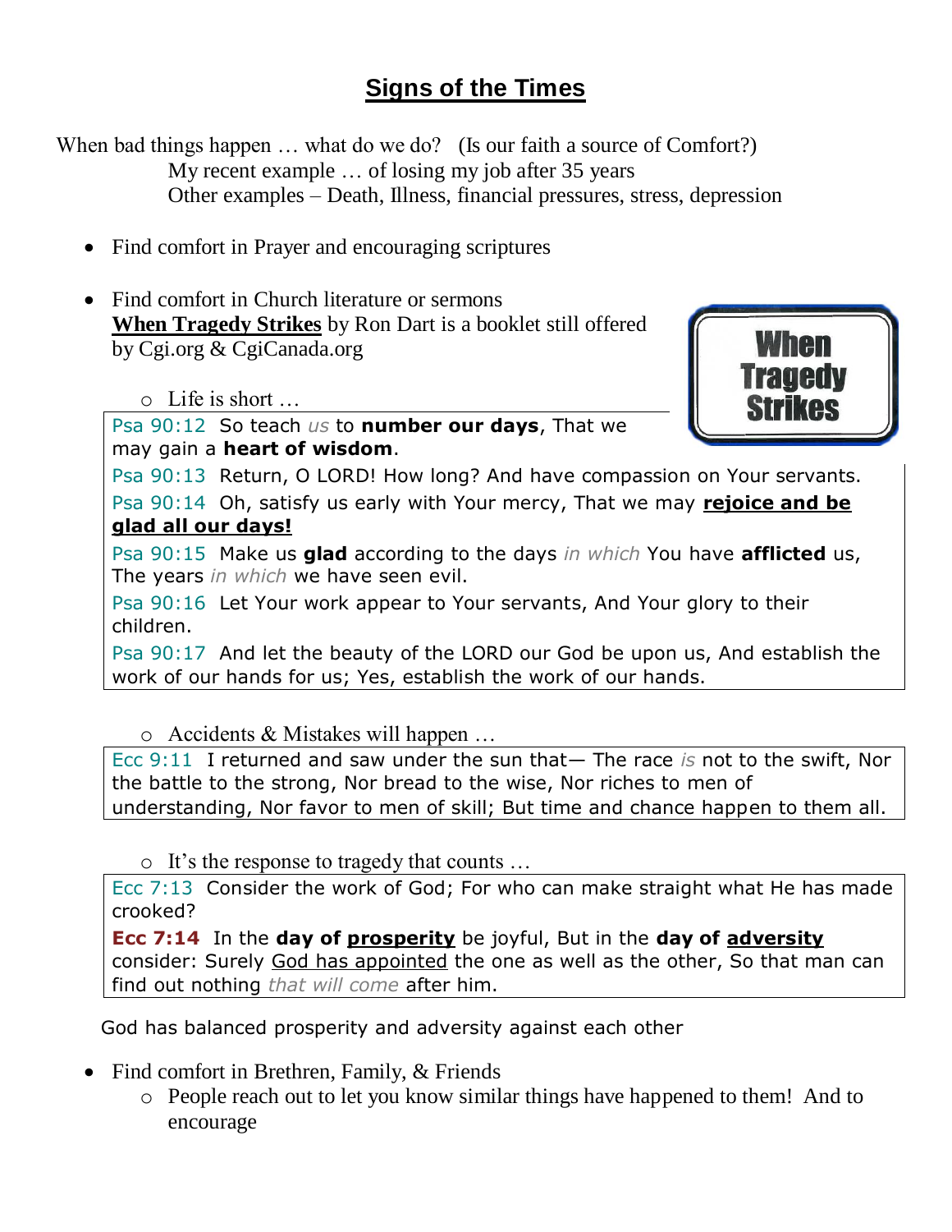# <u>Signs of the Times</u>

When bad things happen … what do we do? (Is our faith a source of Comfort?)
My recent example … of losing my job after 35 years
Other examples – Death, Illness, financial pressures, stress, depression

- Find comfort in Prayer and encouraging scriptures

- Find comfort in Church literature or sermons
  **<u>When Tragedy Strikes</u>** by Ron Dart is a booklet still offered by Cgi.org & CgiCanada.org

  When Tragedy Strikes

  - Life is short …

Psa 90:12 So teach *us* to **number our days**, That we may gain a **heart of wisdom**.
Psa 90:13 Return, O LORD! How long? And have compassion on Your servants.
Psa 90:14 Oh, satisfy us early with Your mercy, That we may **<u>rejoice and be glad all our days!</u>**
Psa 90:15 Make us **glad** according to the days *in which* You have **afflicted** us, The years *in which* we have seen evil.
Psa 90:16 Let Your work appear to Your servants, And Your glory to their children.
Psa 90:17 And let the beauty of the LORD our God be upon us, And establish the work of our hands for us; Yes, establish the work of our hands.

  - Accidents & Mistakes will happen …

Ecc 9:11 I returned and saw under the sun that— The race *is* not to the swift, Nor the battle to the strong, Nor bread to the wise, Nor riches to men of understanding, Nor favor to men of skill; But time and chance happen to them all.

  - It's the response to tragedy that counts …

Ecc 7:13 Consider the work of God; For who can make straight what He has made crooked?
**Ecc 7:14** In the **day of <u>prosperity</u>** be joyful, But in the **day of <u>adversity</u>** consider: Surely <u>God has appointed</u> the one as well as the other, So that man can find out nothing *that will come* after him.

God has balanced prosperity and adversity against each other

- Find comfort in Brethren, Family, & Friends
  - People reach out to let you know similar things have happened to them! And to encourage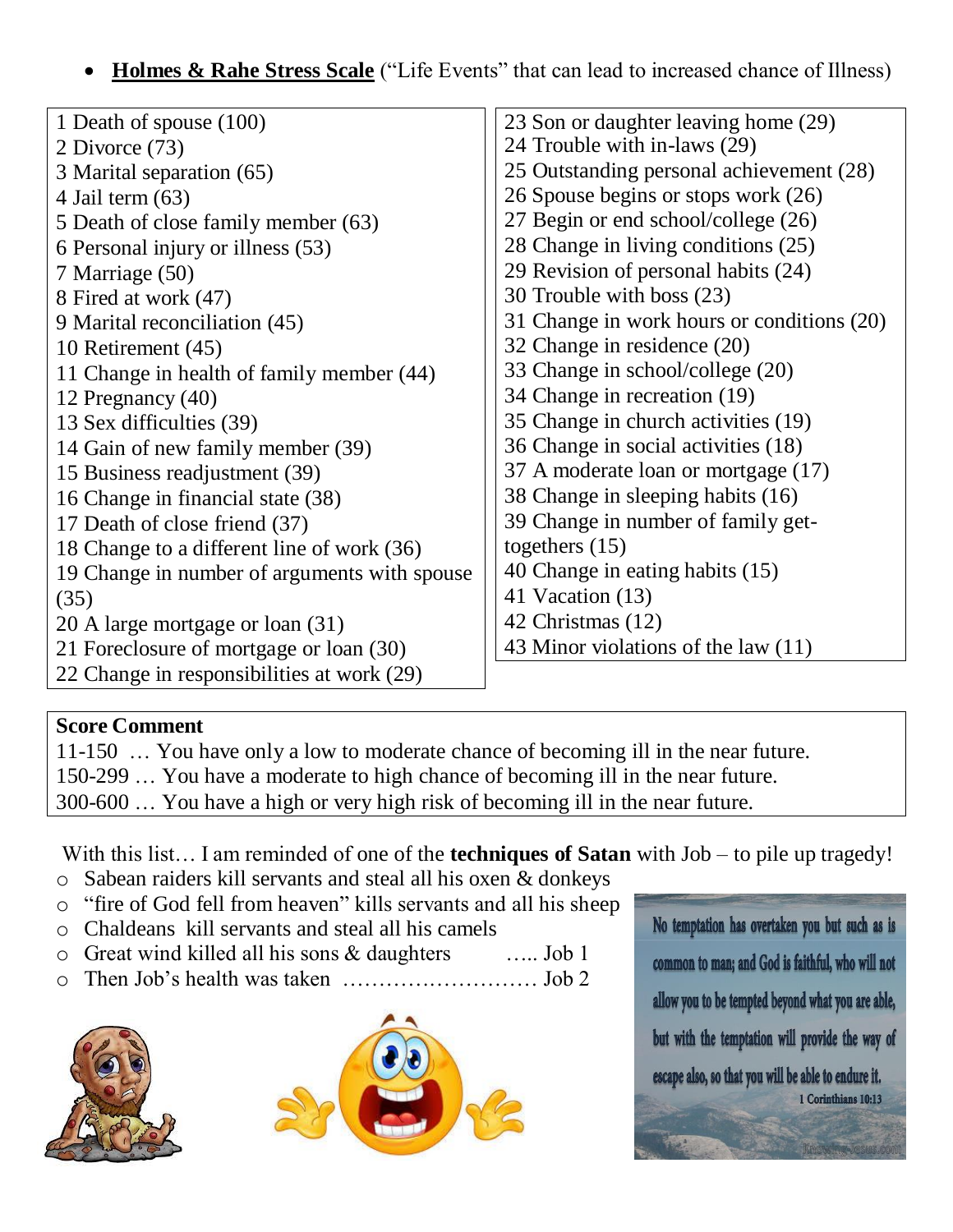- **Holmes & Rahe Stress Scale** ("Life Events" that can lead to increased chance of Illness)

1 Death of spouse (100)
2 Divorce (73)
3 Marital separation (65)
4 Jail term (63)
5 Death of close family member (63)
6 Personal injury or illness (53)
7 Marriage (50)
8 Fired at work (47)
9 Marital reconciliation (45)
10 Retirement (45)
11 Change in health of family member (44)
12 Pregnancy (40)
13 Sex difficulties (39)
14 Gain of new family member (39)
15 Business readjustment (39)
16 Change in financial state (38)
17 Death of close friend (37)
18 Change to a different line of work (36)
19 Change in number of arguments with spouse (35)
20 A large mortgage or loan (31)
21 Foreclosure of mortgage or loan (30)
22 Change in responsibilities at work (29)
23 Son or daughter leaving home (29)
24 Trouble with in-laws (29)
25 Outstanding personal achievement (28)
26 Spouse begins or stops work (26)
27 Begin or end school/college (26)
28 Change in living conditions (25)
29 Revision of personal habits (24)
30 Trouble with boss (23)
31 Change in work hours or conditions (20)
32 Change in residence (20)
33 Change in school/college (20)
34 Change in recreation (19)
35 Change in church activities (19)
36 Change in social activities (18)
37 A moderate loan or mortgage (17)
38 Change in sleeping habits (16)
39 Change in number of family get-togethers (15)
40 Change in eating habits (15)
41 Vacation (13)
42 Christmas (12)
43 Minor violations of the law (11)

**Score Comment**
11-150 … You have only a low to moderate chance of becoming ill in the near future.
150-299 … You have a moderate to high chance of becoming ill in the near future.
300-600 … You have a high or very high risk of becoming ill in the near future.

With this list… I am reminded of one of the **techniques of Satan** with Job – to pile up tragedy!

- Sabean raiders kill servants and steal all his oxen & donkeys
- "fire of God fell from heaven" kills servants and all his sheep
- Chaldeans kill servants and steal all his camels
- Great wind killed all his sons & daughters ….. Job 1
- Then Job's health was taken ……………………… Job 2

No temptation has overtaken you but such as is common to man; and God is faithful, who will not allow you to be tempted beyond what you are able, but with the temptation will provide the way of escape also, so that you will be able to endure it.
1 Corinthians 10:13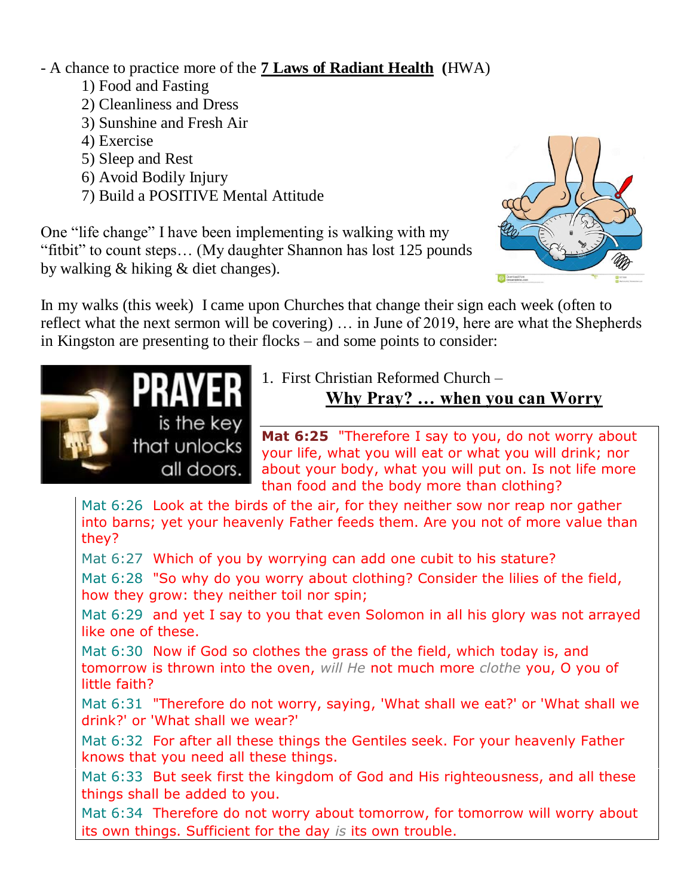- A chance to practice more of the **<u>7 Laws of Radiant Health</u>** **(**HWA)

1) Food and Fasting
2) Cleanliness and Dress
3) Sunshine and Fresh Air
4) Exercise
5) Sleep and Rest
6) Avoid Bodily Injury
7) Build a POSITIVE Mental Attitude

One "life change" I have been implementing is walking with my "fitbit" to count steps… (My daughter Shannon has lost 125 pounds by walking & hiking & diet changes).

In my walks (this week) I came upon Churches that change their sign each week (often to reflect what the next sermon will be covering) … in June of 2019, here are what the Shepherds in Kingston are presenting to their flocks – and some points to consider:

PRAYER is the key that unlocks all doors.

1. First Christian Reformed Church –

**<u>Why Pray? … when you can Worry</u>**

**Mat 6:25** "Therefore I say to you, do not worry about your life, what you will eat or what you will drink; nor about your body, what you will put on. Is not life more than food and the body more than clothing?

Mat 6:26 Look at the birds of the air, for they neither sow nor reap nor gather into barns; yet your heavenly Father feeds them. Are you not of more value than they?

Mat 6:27 Which of you by worrying can add one cubit to his stature?

Mat 6:28 "So why do you worry about clothing? Consider the lilies of the field, how they grow: they neither toil nor spin;

Mat 6:29 and yet I say to you that even Solomon in all his glory was not arrayed like one of these.

Mat 6:30 Now if God so clothes the grass of the field, which today is, and tomorrow is thrown into the oven, *will He* not much more *clothe* you, O you of little faith?

Mat 6:31 "Therefore do not worry, saying, 'What shall we eat?' or 'What shall we drink?' or 'What shall we wear?'

Mat 6:32 For after all these things the Gentiles seek. For your heavenly Father knows that you need all these things.

Mat 6:33 But seek first the kingdom of God and His righteousness, and all these things shall be added to you.

Mat 6:34 Therefore do not worry about tomorrow, for tomorrow will worry about its own things. Sufficient for the day *is* its own trouble.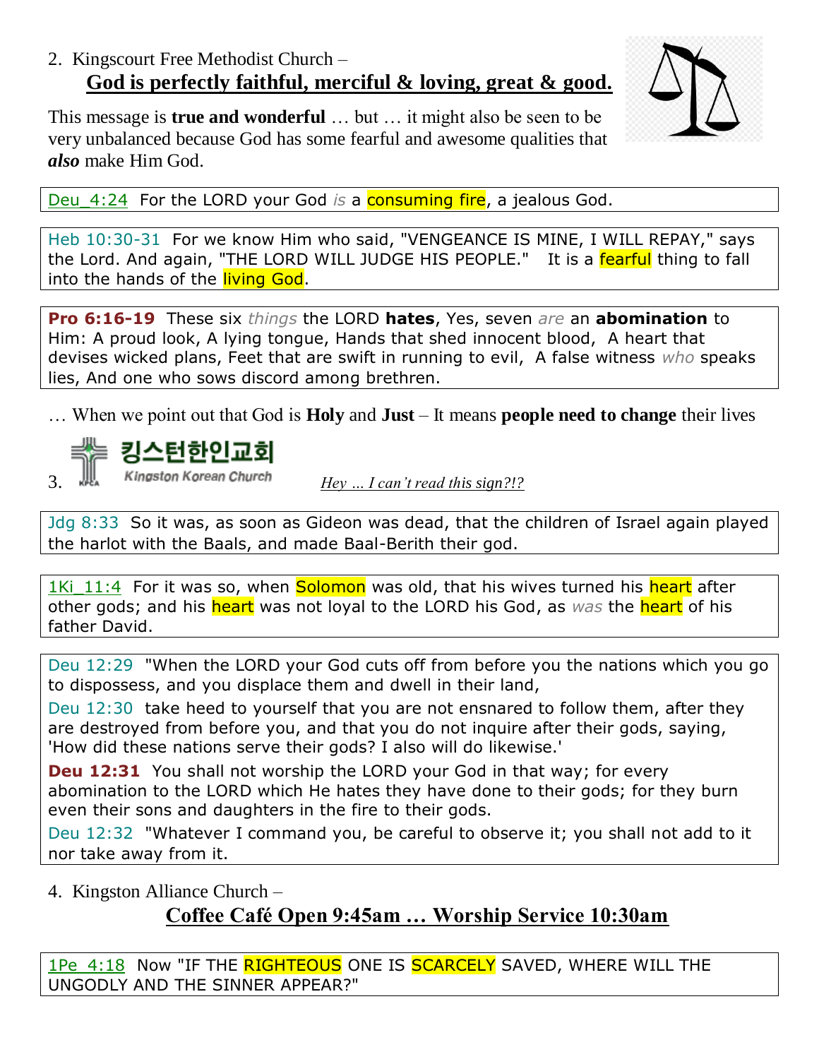2. Kingscourt Free Methodist Church –

**<u>God is perfectly faithful, merciful & loving, great & good.</u>**

This message is **true and wonderful** … but … it might also be seen to be very unbalanced because God has some fearful and awesome qualities that ***also*** make Him God.

> Deu_4:24 For the LORD your God *is* a consuming fire, a jealous God.

> Heb 10:30-31 For we know Him who said, "VENGEANCE IS MINE, I WILL REPAY," says the Lord. And again, "THE LORD WILL JUDGE HIS PEOPLE." It is a fearful thing to fall into the hands of the living God.

> **Pro 6:16-19** These six *things* the LORD **hates**, Yes, seven *are* an **abomination** to Him: A proud look, A lying tongue, Hands that shed innocent blood, A heart that devises wicked plans, Feet that are swift in running to evil, A false witness *who* speaks lies, And one who sows discord among brethren.

… When we point out that God is **Holy** and **Just** – It means **people need to change** their lives

3. 킹스턴한인교회 Kingston Korean Church *<u>Hey … I can't read this sign?!?</u>*

> Jdg 8:33 So it was, as soon as Gideon was dead, that the children of Israel again played the harlot with the Baals, and made Baal-Berith their god.

> 1Ki_11:4 For it was so, when Solomon was old, that his wives turned his heart after other gods; and his heart was not loyal to the LORD his God, as *was* the heart of his father David.

> Deu 12:29 "When the LORD your God cuts off from before you the nations which you go to dispossess, and you displace them and dwell in their land,
>
> Deu 12:30 take heed to yourself that you are not ensnared to follow them, after they are destroyed from before you, and that you do not inquire after their gods, saying, 'How did these nations serve their gods? I also will do likewise.'
>
> **Deu 12:31** You shall not worship the LORD your God in that way; for every abomination to the LORD which He hates they have done to their gods; for they burn even their sons and daughters in the fire to their gods.
>
> Deu 12:32 "Whatever I command you, be careful to observe it; you shall not add to it nor take away from it.

4. Kingston Alliance Church –

**<u>Coffee Café Open 9:45am … Worship Service 10:30am</u>**

> 1Pe_4:18 Now "IF THE RIGHTEOUS ONE IS SCARCELY SAVED, WHERE WILL THE UNGODLY AND THE SINNER APPEAR?"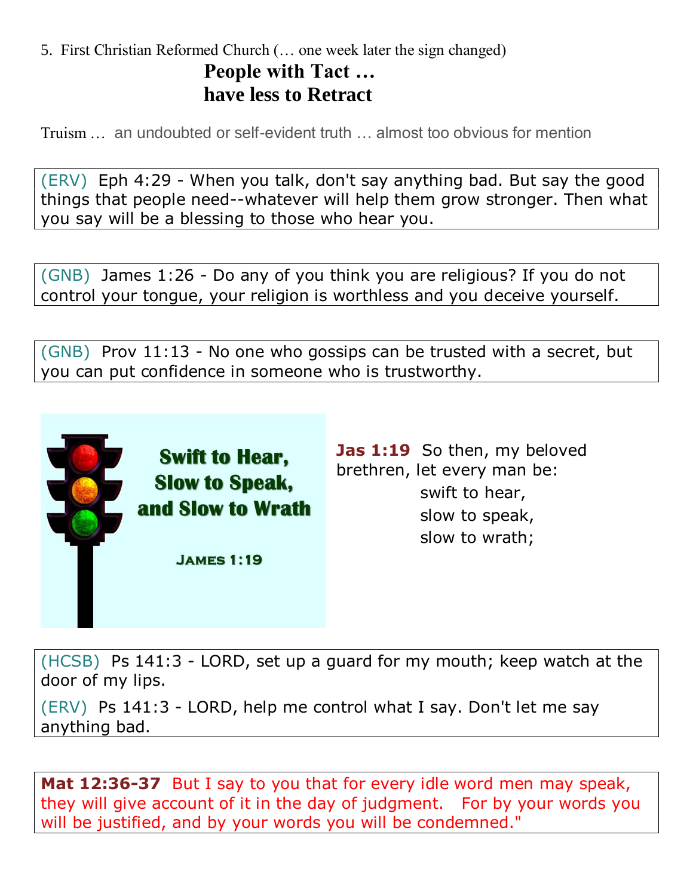5. First Christian Reformed Church (… one week later the sign changed)

**People with Tact …**
**have less to Retract**

Truism … an undoubted or self-evident truth … almost too obvious for mention

(ERV) Eph 4:29 - When you talk, don't say anything bad. But say the good things that people need--whatever will help them grow stronger. Then what you say will be a blessing to those who hear you.

(GNB) James 1:26 - Do any of you think you are religious? If you do not control your tongue, your religion is worthless and you deceive yourself.

(GNB) Prov 11:13 - No one who gossips can be trusted with a secret, but you can put confidence in someone who is trustworthy.

Swift to Hear,
Slow to Speak,
and Slow to Wrath

James 1:19

**Jas 1:19** So then, my beloved brethren, let every man be:
swift to hear,
slow to speak,
slow to wrath;

(HCSB) Ps 141:3 - LORD, set up a guard for my mouth; keep watch at the door of my lips.

(ERV) Ps 141:3 - LORD, help me control what I say. Don't let me say anything bad.

**Mat 12:36-37** But I say to you that for every idle word men may speak, they will give account of it in the day of judgment. For by your words you will be justified, and by your words you will be condemned."